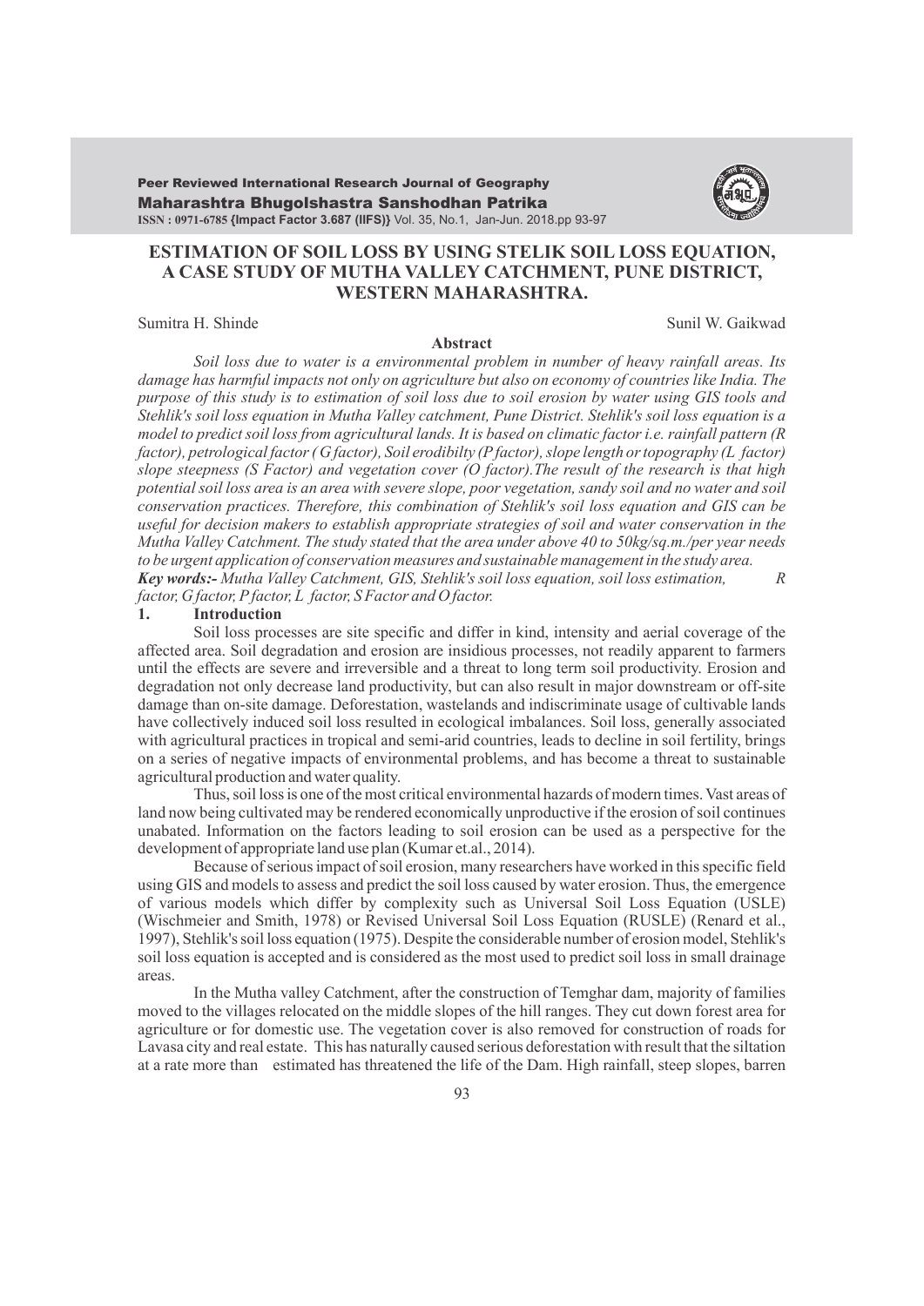# ESTIMATION OF SOIL LOSS BY USING STELIK SOIL LOSS EQUATION, A CASE STUDY OF MUTHA VALLEY CATCHMENT, PUNE DISTRICT, WESTERN MAHARASHTRA.

Sumitra H. Shinde

Sunil W. Gaikwad

**Abstract**

*Soil loss due to water is a environmental problem in number of heavy rainfall areas. Its damage has harmful impacts not only on agriculture but also on economy of countries like India. The purpose of this study is to estimation of soil loss due to soil erosion by water using GIS tools and Stehlik's soil loss equation in Mutha Valley catchment, Pune District. Stehlik's soil loss equation is a model to predict soil loss from agricultural lands. It is based on climatic factor i.e. rainfall pattern (R factor), petrological factor ( G factor), Soil erodibilty (P factor), slope length or topography (L factor) slope steepness (S Factor) and vegetation cover (O factor).The result of the research is that high potential soil loss area is an area with severe slope, poor vegetation, sandy soil and no water and soil conservation practices. Therefore, this combination of Stehlik's soil loss equation and GIS can be useful for decision makers to establish appropriate strategies of soil and water conservation in the Mutha Valley Catchment. The study stated that the area under above 40 to 50kg/sq.m./per year needs to be urgent application of conservation measures and sustainable management in the study area.*

***Key words:-*** *Mutha Valley Catchment, GIS, Stehlik's soil loss equation, soil loss estimation, R factor, G factor, P factor, L factor, S Factor and O factor.*

## 1. Introduction

Soil loss processes are site specific and differ in kind, intensity and aerial coverage of the affected area. Soil degradation and erosion are insidious processes, not readily apparent to farmers until the effects are severe and irreversible and a threat to long term soil productivity. Erosion and degradation not only decrease land productivity, but can also result in major downstream or off-site damage than on-site damage. Deforestation, wastelands and indiscriminate usage of cultivable lands have collectively induced soil loss resulted in ecological imbalances. Soil loss, generally associated with agricultural practices in tropical and semi-arid countries, leads to decline in soil fertility, brings on a series of negative impacts of environmental problems, and has become a threat to sustainable agricultural production and water quality.

Thus, soil loss is one of the most critical environmental hazards of modern times. Vast areas of land now being cultivated may be rendered economically unproductive if the erosion of soil continues unabated. Information on the factors leading to soil erosion can be used as a perspective for the development of appropriate land use plan (Kumar et.al., 2014).

Because of serious impact of soil erosion, many researchers have worked in this specific field using GIS and models to assess and predict the soil loss caused by water erosion. Thus, the emergence of various models which differ by complexity such as Universal Soil Loss Equation (USLE) (Wischmeier and Smith, 1978) or Revised Universal Soil Loss Equation (RUSLE) (Renard et al., 1997), Stehlik's soil loss equation (1975). Despite the considerable number of erosion model, Stehlik's soil loss equation is accepted and is considered as the most used to predict soil loss in small drainage areas.

In the Mutha valley Catchment, after the construction of Temghar dam, majority of families moved to the villages relocated on the middle slopes of the hill ranges. They cut down forest area for agriculture or for domestic use. The vegetation cover is also removed for construction of roads for Lavasa city and real estate. This has naturally caused serious deforestation with result that the siltation at a rate more than estimated has threatened the life of the Dam. High rainfall, steep slopes, barren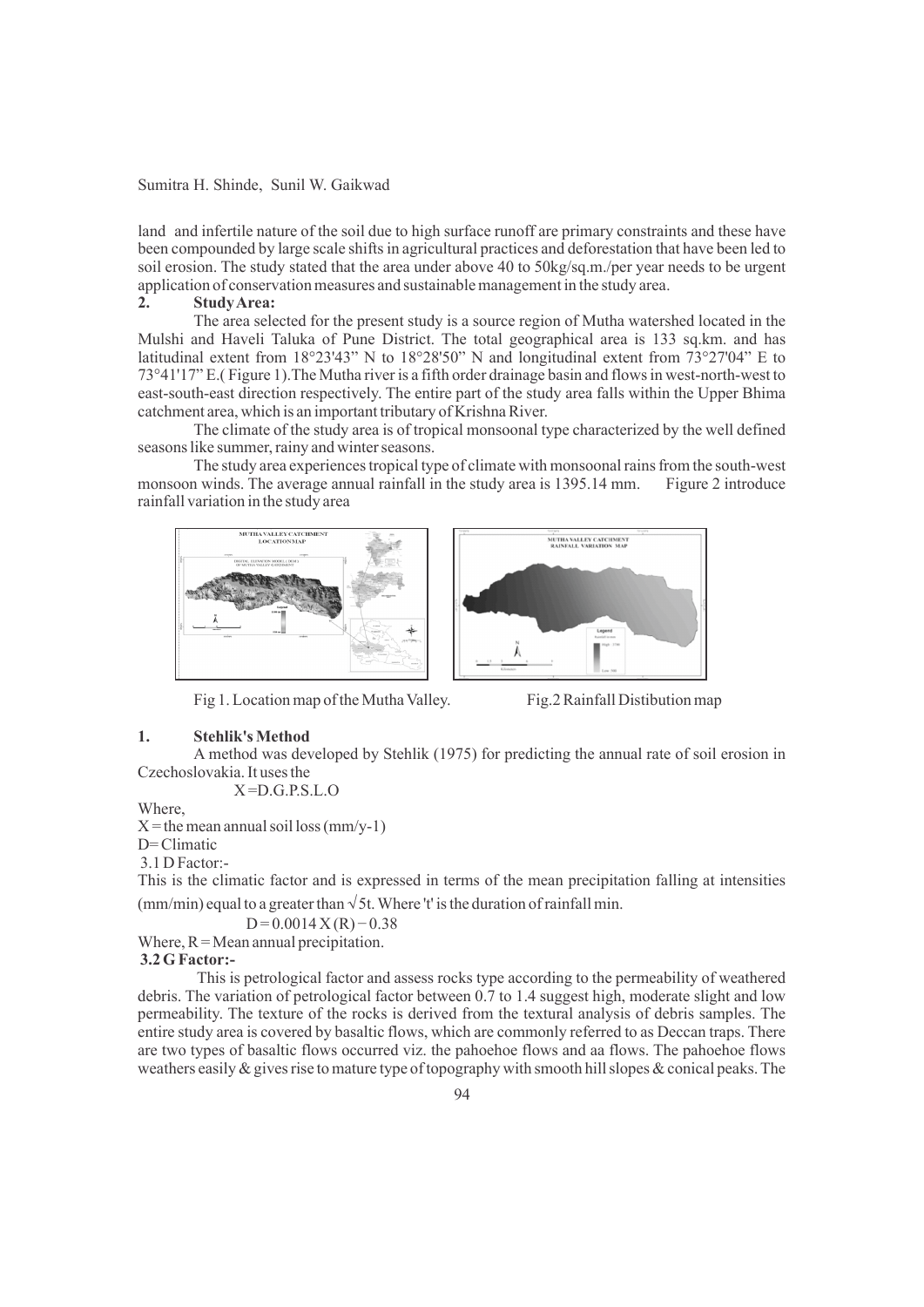land and infertile nature of the soil due to high surface runoff are primary constraints and these have been compounded by large scale shifts in agricultural practices and deforestation that have been led to soil erosion. The study stated that the area under above 40 to 50kg/sq.m./per year needs to be urgent application of conservation measures and sustainable management in the study area.

## 2. Study Area:

The area selected for the present study is a source region of Mutha watershed located in the Mulshi and Haveli Taluka of Pune District. The total geographical area is 133 sq.km. and has latitudinal extent from 18°23'43" N to 18°28'50" N and longitudinal extent from 73°27'04" E to 73°41'17" E.( Figure 1).The Mutha river is a fifth order drainage basin and flows in west-north-west to east-south-east direction respectively. The entire part of the study area falls within the Upper Bhima catchment area, which is an important tributary of Krishna River.

The climate of the study area is of tropical monsoonal type characterized by the well defined seasons like summer, rainy and winter seasons.

The study area experiences tropical type of climate with monsoonal rains from the south-west monsoon winds. The average annual rainfall in the study area is 1395.14 mm. Figure 2 introduce rainfall variation in the study area

Fig 1. Location map of the Mutha Valley.

Fig.2 Rainfall Distibution map

## 1. Stehlik's Method

A method was developed by Stehlik (1975) for predicting the annual rate of soil erosion in Czechoslovakia. It uses the

$$X = D.G.P.S.L.O$$

Where,

X = the mean annual soil loss (mm/y-1)

D= Climatic

3.1 D Factor:-

This is the climatic factor and is expressed in terms of the mean precipitation falling at intensities (mm/min) equal to a greater than $\sqrt{5t}$. Where 't' is the duration of rainfall min.

$$D = 0.0014\,X(R) - 0.38$$

Where, R = Mean annual precipitation.

### 3.2 G Factor:-

This is petrological factor and assess rocks type according to the permeability of weathered debris. The variation of petrological factor between 0.7 to 1.4 suggest high, moderate slight and low permeability. The texture of the rocks is derived from the textural analysis of debris samples. The entire study area is covered by basaltic flows, which are commonly referred to as Deccan traps. There are two types of basaltic flows occurred viz. the pahoehoe flows and aa flows. The pahoehoe flows weathers easily & gives rise to mature type of topography with smooth hill slopes & conical peaks. The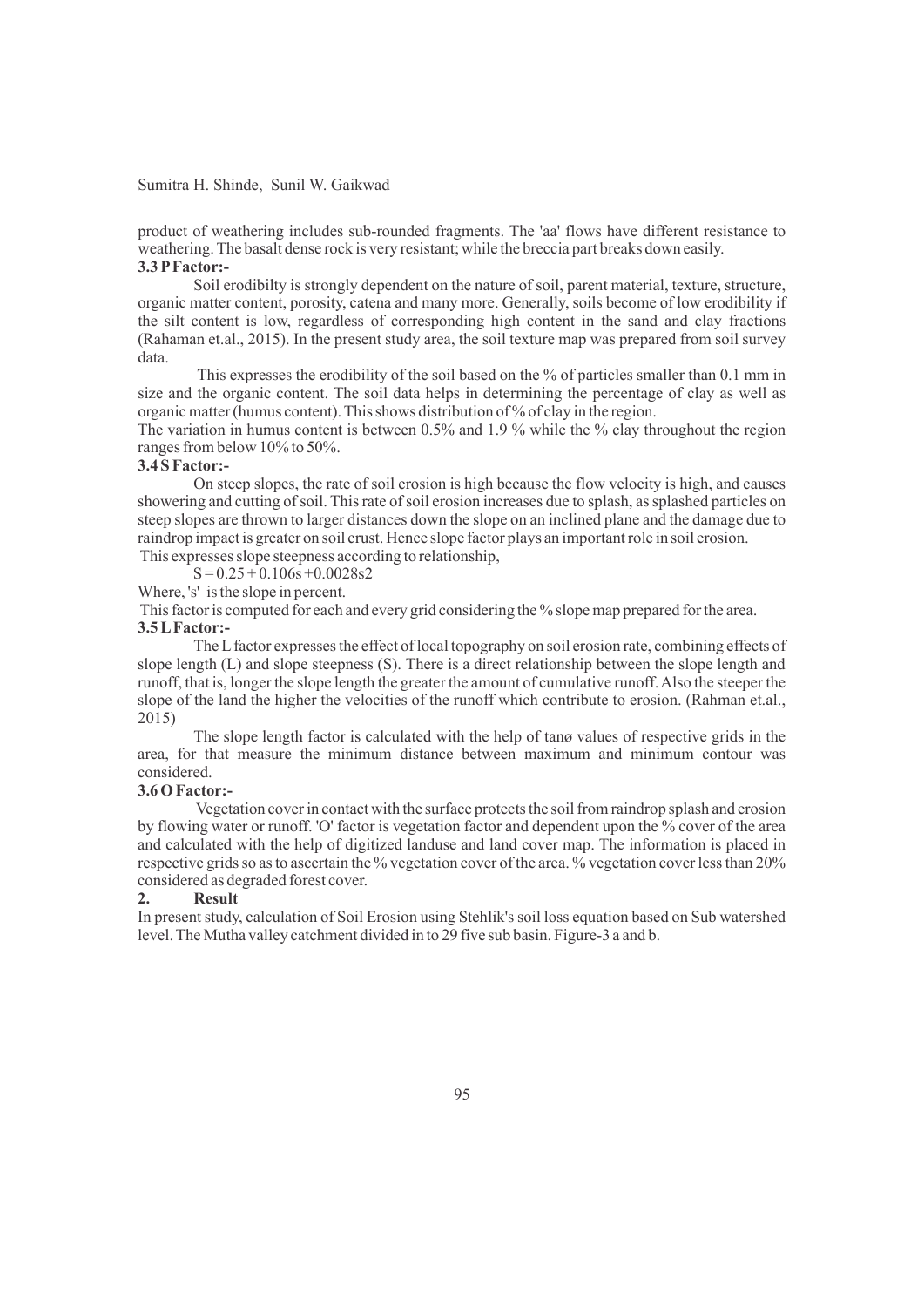product of weathering includes sub-rounded fragments. The 'aa' flows have different resistance to weathering. The basalt dense rock is very resistant; while the breccia part breaks down easily.

### 3.3 P Factor:-

Soil erodibilty is strongly dependent on the nature of soil, parent material, texture, structure, organic matter content, porosity, catena and many more. Generally, soils become of low erodibility if the silt content is low, regardless of corresponding high content in the sand and clay fractions (Rahaman et.al., 2015). In the present study area, the soil texture map was prepared from soil survey data.

This expresses the erodibility of the soil based on the % of particles smaller than 0.1 mm in size and the organic content. The soil data helps in determining the percentage of clay as well as organic matter (humus content). This shows distribution of % of clay in the region.

The variation in humus content is between 0.5% and 1.9 % while the % clay throughout the region ranges from below 10% to 50%.

### 3.4 S Factor:-

On steep slopes, the rate of soil erosion is high because the flow velocity is high, and causes showering and cutting of soil. This rate of soil erosion increases due to splash, as splashed particles on steep slopes are thrown to larger distances down the slope on an inclined plane and the damage due to raindrop impact is greater on soil crust. Hence slope factor plays an important role in soil erosion.

This expresses slope steepness according to relationship,

$$S = 0.25 + 0.106s + 0.0028s^2$$

Where, 's' is the slope in percent.

This factor is computed for each and every grid considering the % slope map prepared for the area.

### 3.5 L Factor:-

The L factor expresses the effect of local topography on soil erosion rate, combining effects of slope length (L) and slope steepness (S). There is a direct relationship between the slope length and runoff, that is, longer the slope length the greater the amount of cumulative runoff. Also the steeper the slope of the land the higher the velocities of the runoff which contribute to erosion. (Rahman et.al., 2015)

The slope length factor is calculated with the help of tanø values of respective grids in the area, for that measure the minimum distance between maximum and minimum contour was considered.

### 3.6 O Factor:-

Vegetation cover in contact with the surface protects the soil from raindrop splash and erosion by flowing water or runoff. 'O' factor is vegetation factor and dependent upon the % cover of the area and calculated with the help of digitized landuse and land cover map. The information is placed in respective grids so as to ascertain the % vegetation cover of the area. % vegetation cover less than 20% considered as degraded forest cover.

## 2. Result

In present study, calculation of Soil Erosion using Stehlik's soil loss equation based on Sub watershed level. The Mutha valley catchment divided in to 29 five sub basin. Figure-3 a and b.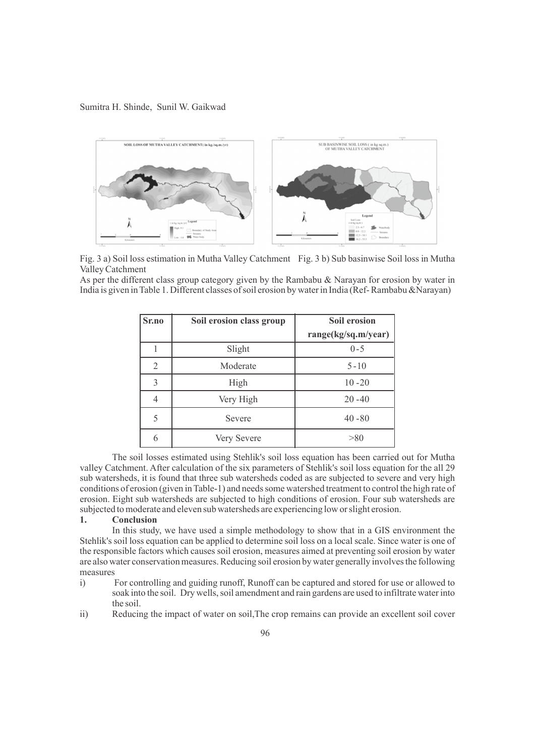Fig. 3 a) Soil loss estimation in Mutha Valley Catchment Fig. 3 b) Sub basinwise Soil loss in Mutha Valley Catchment

As per the different class group category given by the Rambabu & Narayan for erosion by water in India is given in Table 1. Different classes of soil erosion by water in India (Ref- Rambabu &Narayan)

| Sr.no | Soil erosion class group | Soil erosion range(kg/sq.m/year) |
|---|---|---|
| 1 | Slight | 0 - 5 |
| 2 | Moderate | 5 - 10 |
| 3 | High | 10 -20 |
| 4 | Very High | 20 -40 |
| 5 | Severe | 40 -80 |
| 6 | Very Severe | >80 |

The soil losses estimated using Stehlik's soil loss equation has been carried out for Mutha valley Catchment. After calculation of the six parameters of Stehlik's soil loss equation for the all 29 sub watersheds, it is found that three sub watersheds coded as are subjected to severe and very high conditions of erosion (given in Table-1) and needs some watershed treatment to control the high rate of erosion. Eight sub watersheds are subjected to high conditions of erosion. Four sub watersheds are subjected to moderate and eleven sub watersheds are experiencing low or slight erosion.

## 1. Conclusion

In this study, we have used a simple methodology to show that in a GIS environment the Stehlik's soil loss equation can be applied to determine soil loss on a local scale. Since water is one of the responsible factors which causes soil erosion, measures aimed at preventing soil erosion by water are also water conservation measures. Reducing soil erosion by water generally involves the following measures

i) For controlling and guiding runoff, Runoff can be captured and stored for use or allowed to soak into the soil. Dry wells, soil amendment and rain gardens are used to infiltrate water into the soil.

ii) Reducing the impact of water on soil,The crop remains can provide an excellent soil cover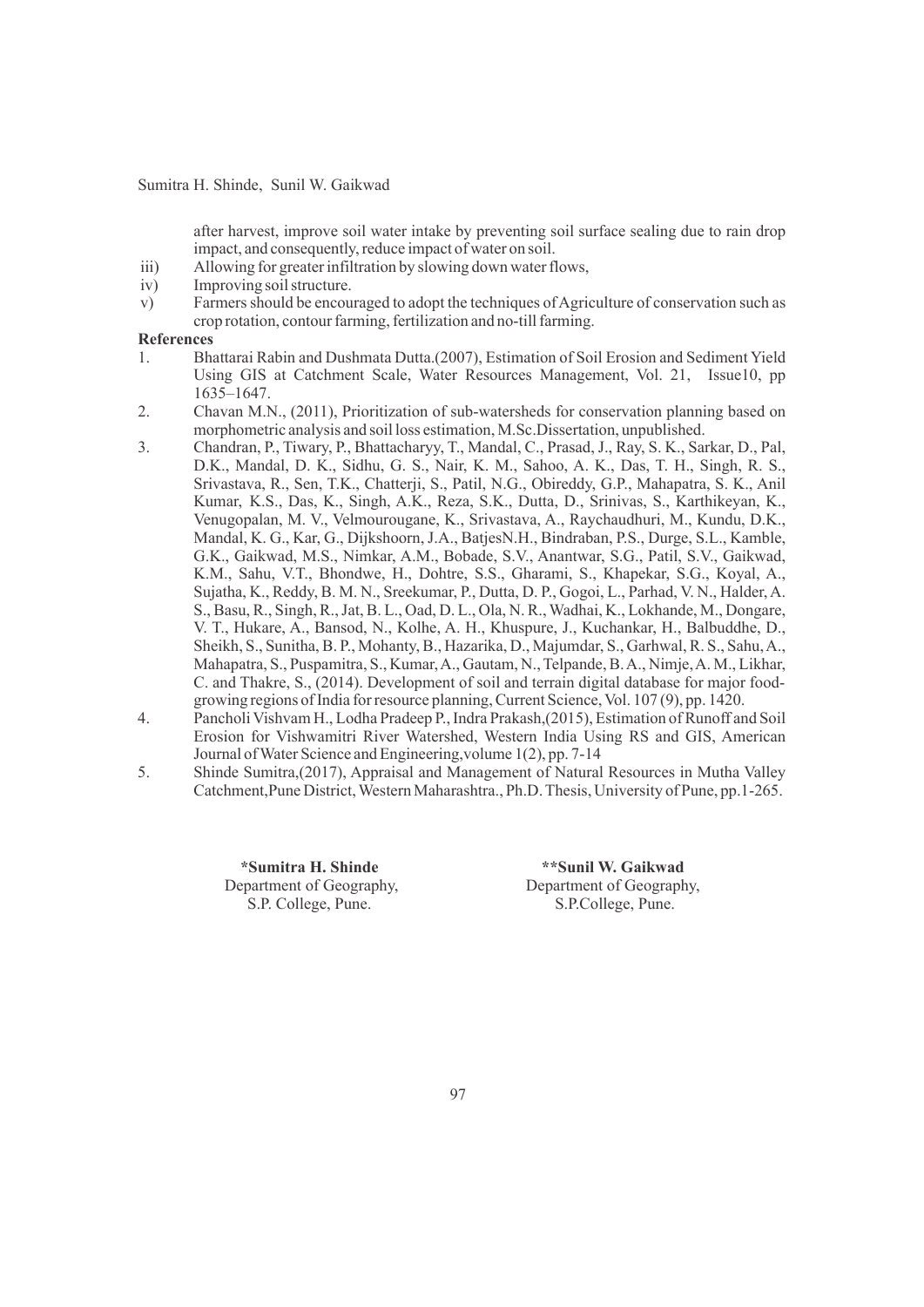after harvest, improve soil water intake by preventing soil surface sealing due to rain drop impact, and consequently, reduce impact of water on soil.

iii) Allowing for greater infiltration by slowing down water flows,

iv) Improving soil structure.

v) Farmers should be encouraged to adopt the techniques of Agriculture of conservation such as crop rotation, contour farming, fertilization and no-till farming.

**References**

1. Bhattarai Rabin and Dushmata Dutta.(2007), Estimation of Soil Erosion and Sediment Yield Using GIS at Catchment Scale, Water Resources Management, Vol. 21, Issue10, pp 1635–1647.
2. Chavan M.N., (2011), Prioritization of sub-watersheds for conservation planning based on morphometric analysis and soil loss estimation, M.Sc.Dissertation, unpublished.
3. Chandran, P., Tiwary, P., Bhattacharyy, T., Mandal, C., Prasad, J., Ray, S. K., Sarkar, D., Pal, D.K., Mandal, D. K., Sidhu, G. S., Nair, K. M., Sahoo, A. K., Das, T. H., Singh, R. S., Srivastava, R., Sen, T.K., Chatterji, S., Patil, N.G., Obireddy, G.P., Mahapatra, S. K., Anil Kumar, K.S., Das, K., Singh, A.K., Reza, S.K., Dutta, D., Srinivas, S., Karthikeyan, K., Venugopalan, M. V., Velmourougane, K., Srivastava, A., Raychaudhuri, M., Kundu, D.K., Mandal, K. G., Kar, G., Dijkshoorn, J.A., BatjesN.H., Bindraban, P.S., Durge, S.L., Kamble, G.K., Gaikwad, M.S., Nimkar, A.M., Bobade, S.V., Anantwar, S.G., Patil, S.V., Gaikwad, K.M., Sahu, V.T., Bhondwe, H., Dohtre, S.S., Gharami, S., Khapekar, S.G., Koyal, A., Sujatha, K., Reddy, B. M. N., Sreekumar, P., Dutta, D. P., Gogoi, L., Parhad, V. N., Halder, A. S., Basu, R., Singh, R., Jat, B. L., Oad, D. L., Ola, N. R., Wadhai, K., Lokhande, M., Dongare, V. T., Hukare, A., Bansod, N., Kolhe, A. H., Khuspure, J., Kuchankar, H., Balbuddhe, D., Sheikh, S., Sunitha, B. P., Mohanty, B., Hazarika, D., Majumdar, S., Garhwal, R. S., Sahu, A., Mahapatra, S., Puspamitra, S., Kumar, A., Gautam, N., Telpande, B. A., Nimje, A. M., Likhar, C. and Thakre, S., (2014). Development of soil and terrain digital database for major food-growing regions of India for resource planning, Current Science, Vol. 107 (9), pp. 1420.
4. Pancholi Vishvam H., Lodha Pradeep P., Indra Prakash,(2015), Estimation of Runoff and Soil Erosion for Vishwamitri River Watershed, Western India Using RS and GIS, American Journal of Water Science and Engineering,volume 1(2), pp. 7-14
5. Shinde Sumitra,(2017), Appraisal and Management of Natural Resources in Mutha Valley Catchment,Pune District, Western Maharashtra., Ph.D. Thesis, University of Pune, pp.1-265.

**\*Sumitra H. Shinde**
Department of Geography,
S.P. College, Pune.

**\*\*Sunil W. Gaikwad**
Department of Geography,
S.P.College, Pune.